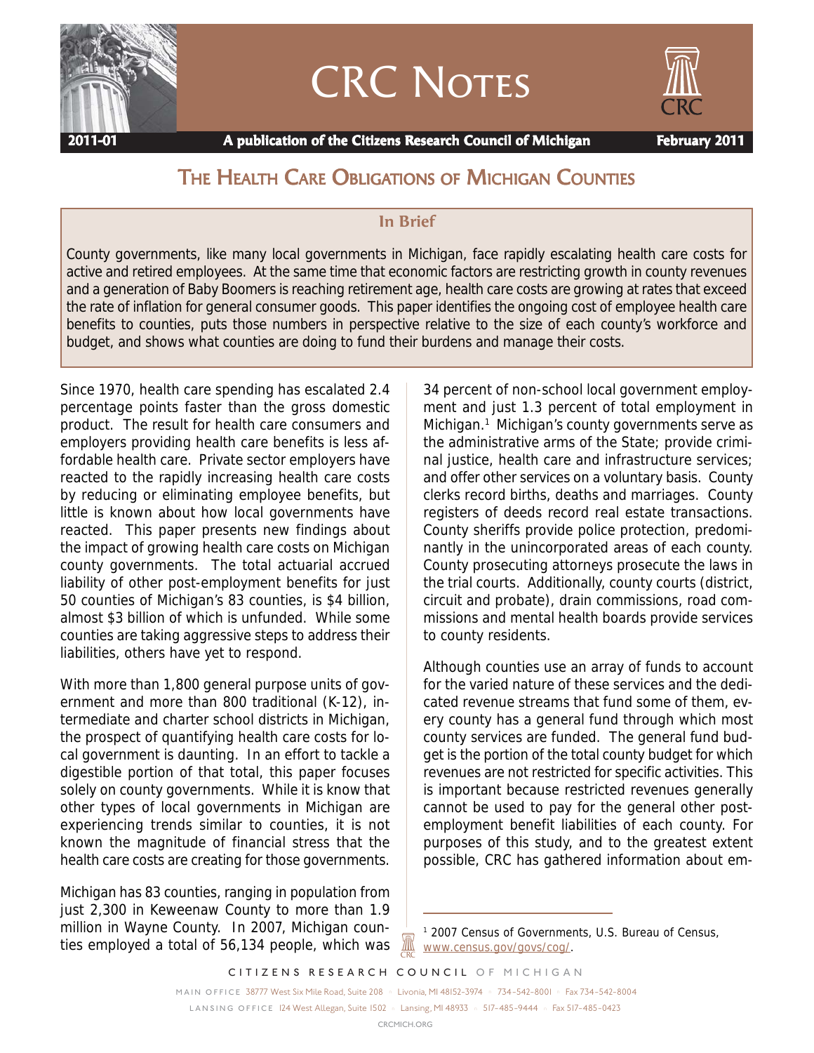# CRC Notes

**2011-01** **A publication of the Citizens Research Council of Michigan** **February 2011**

## The Health Care Obligations of Michigan Counties

### In Brief

County governments, like many local governments in Michigan, face rapidly escalating health care costs for active and retired employees. At the same time that economic factors are restricting growth in county revenues and a generation of Baby Boomers is reaching retirement age, health care costs are growing at rates that exceed the rate of inflation for general consumer goods. This paper identifies the ongoing cost of employee health care benefits to counties, puts those numbers in perspective relative to the size of each county's workforce and budget, and shows what counties are doing to fund their burdens and manage their costs.

Since 1970, health care spending has escalated 2.4 percentage points faster than the gross domestic product. The result for health care consumers and employers providing health care benefits is less affordable health care. Private sector employers have reacted to the rapidly increasing health care costs by reducing or eliminating employee benefits, but little is known about how local governments have reacted. This paper presents new findings about the impact of growing health care costs on Michigan county governments. The total actuarial accrued liability of other post-employment benefits for just 50 counties of Michigan's 83 counties, is $4 billion, almost $3 billion of which is unfunded. While some counties are taking aggressive steps to address their liabilities, others have yet to respond.

With more than 1,800 general purpose units of government and more than 800 traditional (K-12), intermediate and charter school districts in Michigan, the prospect of quantifying health care costs for local government is daunting. In an effort to tackle a digestible portion of that total, this paper focuses solely on county governments. While it is know that other types of local governments in Michigan are experiencing trends similar to counties, it is not known the magnitude of financial stress that the health care costs are creating for those governments.

Michigan has 83 counties, ranging in population from just 2,300 in Keweenaw County to more than 1.9 million in Wayne County. In 2007, Michigan counties employed a total of 56,134 people, which was 34 percent of non-school local government employment and just 1.3 percent of total employment in Michigan.[1] Michigan's county governments serve as the administrative arms of the State; provide criminal justice, health care and infrastructure services; and offer other services on a voluntary basis. County clerks record births, deaths and marriages. County registers of deeds record real estate transactions. County sheriffs provide police protection, predominantly in the unincorporated areas of each county. County prosecuting attorneys prosecute the laws in the trial courts. Additionally, county courts (district, circuit and probate), drain commissions, road commissions and mental health boards provide services to county residents.

Although counties use an array of funds to account for the varied nature of these services and the dedicated revenue streams that fund some of them, every county has a general fund through which most county services are funded. The general fund budget is the portion of the total county budget for which revenues are not restricted for specific activities. This is important because restricted revenues generally cannot be used to pay for the general other post-employment benefit liabilities of each county. For purposes of this study, and to the greatest extent possible, CRC has gathered information about em-

[1] 2007 Census of Governments, U.S. Bureau of Census, www.census.gov/govs/cog/.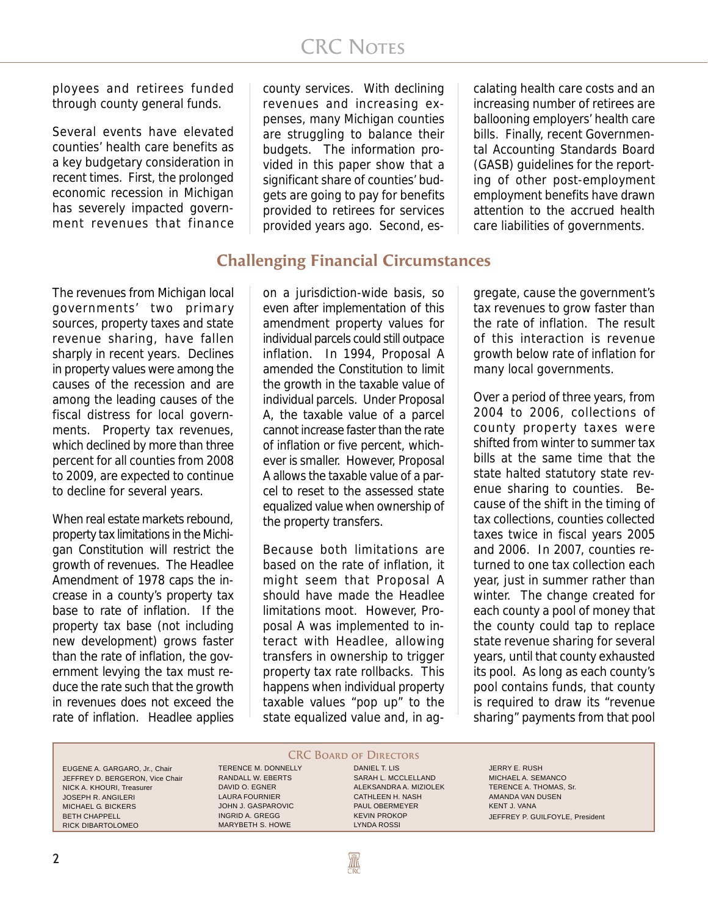ployees and retirees funded through county general funds.

Several events have elevated counties' health care benefits as a key budgetary consideration in recent times. First, the prolonged economic recession in Michigan has severely impacted government revenues that finance county services. With declining revenues and increasing expenses, many Michigan counties are struggling to balance their budgets. The information provided in this paper show that a significant share of counties' budgets are going to pay for benefits provided to retirees for services provided years ago. Second, escalating health care costs and an increasing number of retirees are ballooning employers' health care bills. Finally, recent Governmental Accounting Standards Board (GASB) guidelines for the reporting of other post-employment employment benefits have drawn attention to the accrued health care liabilities of governments.

## Challenging Financial Circumstances

The revenues from Michigan local governments' two primary sources, property taxes and state revenue sharing, have fallen sharply in recent years. Declines in property values were among the causes of the recession and are among the leading causes of the fiscal distress for local governments. Property tax revenues, which declined by more than three percent for all counties from 2008 to 2009, are expected to continue to decline for several years.

When real estate markets rebound, property tax limitations in the Michigan Constitution will restrict the growth of revenues. The Headlee Amendment of 1978 caps the increase in a county's property tax base to rate of inflation. If the property tax base (not including new development) grows faster than the rate of inflation, the government levying the tax must reduce the rate such that the growth in revenues does not exceed the rate of inflation. Headlee applies on a jurisdiction-wide basis, so even after implementation of this amendment property values for individual parcels could still outpace inflation. In 1994, Proposal A amended the Constitution to limit the growth in the taxable value of individual parcels. Under Proposal A, the taxable value of a parcel cannot increase faster than the rate of inflation or five percent, whichever is smaller. However, Proposal A allows the taxable value of a parcel to reset to the assessed state equalized value when ownership of the property transfers.

Because both limitations are based on the rate of inflation, it might seem that Proposal A should have made the Headlee limitations moot. However, Proposal A was implemented to interact with Headlee, allowing transfers in ownership to trigger property tax rate rollbacks. This happens when individual property taxable values "pop up" to the state equalized value and, in aggregate, cause the government's tax revenues to grow faster than the rate of inflation. The result of this interaction is revenue growth below rate of inflation for many local governments.

Over a period of three years, from 2004 to 2006, collections of county property taxes were shifted from winter to summer tax bills at the same time that the state halted statutory state revenue sharing to counties. Because of the shift in the timing of tax collections, counties collected taxes twice in fiscal years 2005 and 2006. In 2007, counties returned to one tax collection each year, just in summer rather than winter. The change created for each county a pool of money that the county could tap to replace state revenue sharing for several years, until that county exhausted its pool. As long as each county's pool contains funds, that county is required to draw its "revenue sharing" payments from that pool

**CRC Board of Directors**

EUGENE A. GARGARO, Jr., Chair
JEFFREY D. BERGERON, Vice Chair
NICK A. KHOURI, Treasurer
JOSEPH R. ANGILERI
MICHAEL G. BICKERS
BETH CHAPPELL
RICK DIBARTOLOMEO
TERENCE M. DONNELLY
RANDALL W. EBERTS
DAVID O. EGNER
LAURA FOURNIER
JOHN J. GASPAROVIC
INGRID A. GREGG
MARYBETH S. HOWE
DANIEL T. LIS
SARAH L. MCCLELLAND
ALEKSANDRA A. MIZIOLEK
CATHLEEN H. NASH
PAUL OBERMEYER
KEVIN PROKOP
LYNDA ROSSI
JERRY E. RUSH
MICHAEL A. SEMANCO
TERENCE A. THOMAS, Sr.
AMANDA VAN DUSEN
KENT J. VANA
JEFFREY P. GUILFOYLE, President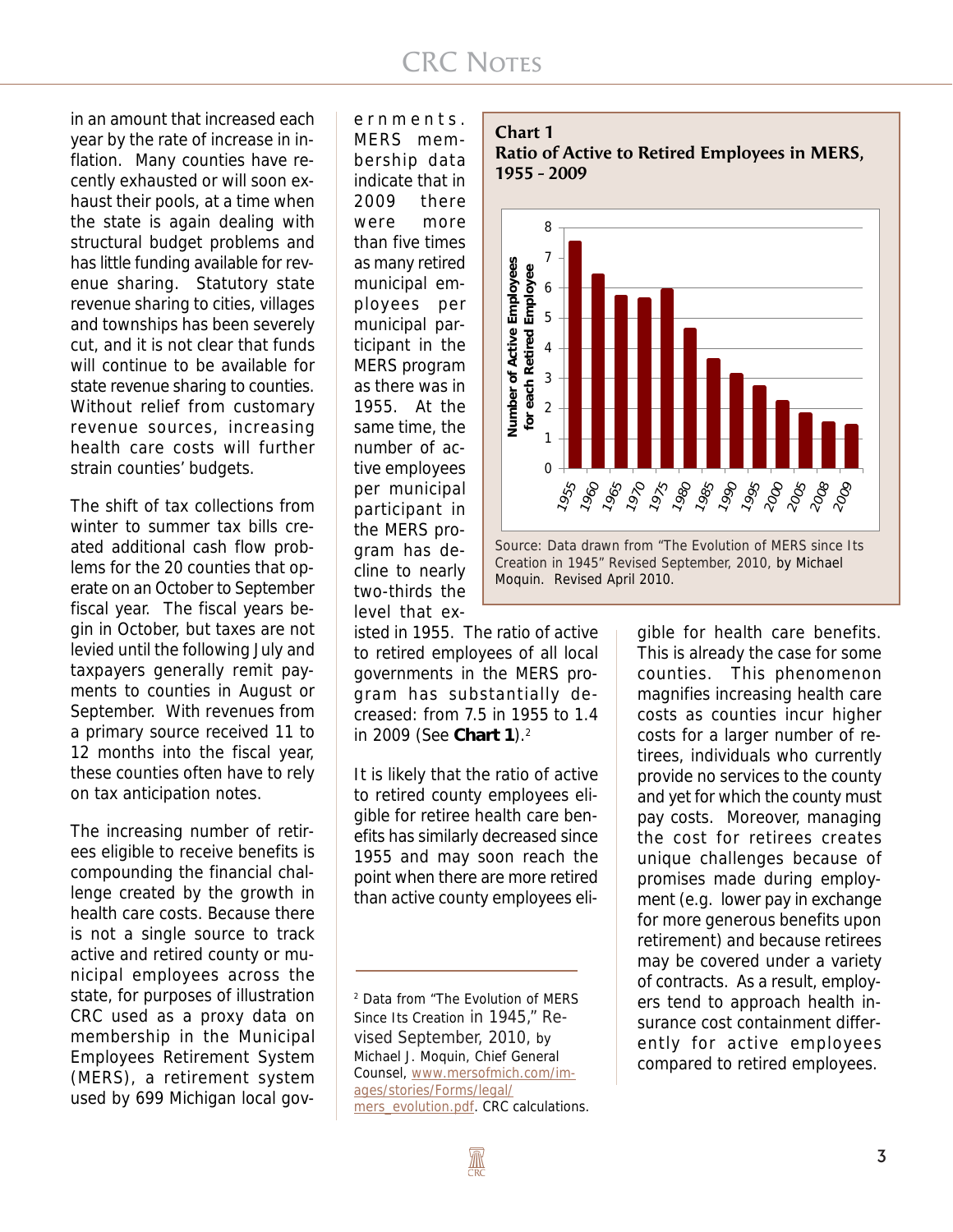in an amount that increased each year by the rate of increase in inflation. Many counties have recently exhausted or will soon exhaust their pools, at a time when the state is again dealing with structural budget problems and has little funding available for revenue sharing. Statutory state revenue sharing to cities, villages and townships has been severely cut, and it is not clear that funds will continue to be available for state revenue sharing to counties. Without relief from customary revenue sources, increasing health care costs will further strain counties' budgets.

The shift of tax collections from winter to summer tax bills created additional cash flow problems for the 20 counties that operate on an October to September fiscal year. The fiscal years begin in October, but taxes are not levied until the following July and taxpayers generally remit payments to counties in August or September. With revenues from a primary source received 11 to 12 months into the fiscal year, these counties often have to rely on tax anticipation notes.

The increasing number of retirees eligible to receive benefits is compounding the financial challenge created by the growth in health care costs. Because there is not a single source to track active and retired county or municipal employees across the state, for purposes of illustration CRC used as a proxy data on membership in the Municipal Employees Retirement System (MERS), a retirement system used by 699 Michigan local governments. MERS membership data indicate that in 2009 there were more than five times as many retired municipal employees per municipal participant in the MERS program as there was in 1955. At the same time, the number of active employees per municipal participant in the MERS program has decline to nearly two-thirds the level that existed in 1955. The ratio of active to retired employees of all local governments in the MERS program has substantially decreased: from 7.5 in 1955 to 1.4 in 2009 (See **Chart 1**).[2]

**Chart 1**
**Ratio of Active to Retired Employees in MERS, 1955 – 2009**

| Year | Number of Active Employees for each Retired Employee (approx.) |
|---|---|
| 1955 | 7.5 |
| 1960 | 6.4 |
| 1965 | 5.7 |
| 1970 | 5.6 |
| 1975 | 5.9 |
| 1980 | 4.6 |
| 1985 | 3.6 |
| 1990 | 3.1 |
| 1995 | 2.7 |
| 2000 | 2.2 |
| 2005 | 1.8 |
| 2008 | 1.5 |
| 2009 | 1.4 |

Source: Data drawn from "The Evolution of MERS since Its Creation in 1945" Revised September, 2010, by Michael Moquin. Revised April 2010.

It is likely that the ratio of active to retired county employees eligible for retiree health care benefits has similarly decreased since 1955 and may soon reach the point when there are more retired than active county employees eligible for health care benefits. This is already the case for some counties. This phenomenon magnifies increasing health care costs as counties incur higher costs for a larger number of retirees, individuals who currently provide no services to the county and yet for which the county must pay costs. Moreover, managing the cost for retirees creates unique challenges because of promises made during employment (e.g. lower pay in exchange for more generous benefits upon retirement) and because retirees may be covered under a variety of contracts. As a result, employers tend to approach health insurance cost containment differently for active employees compared to retired employees.

---

[2] Data from "The Evolution of MERS Since Its Creation in 1945," Revised September, 2010, by Michael J. Moquin, Chief General Counsel, www.mersofmich.com/images/stories/Forms/legal/mers_evolution.pdf. CRC calculations.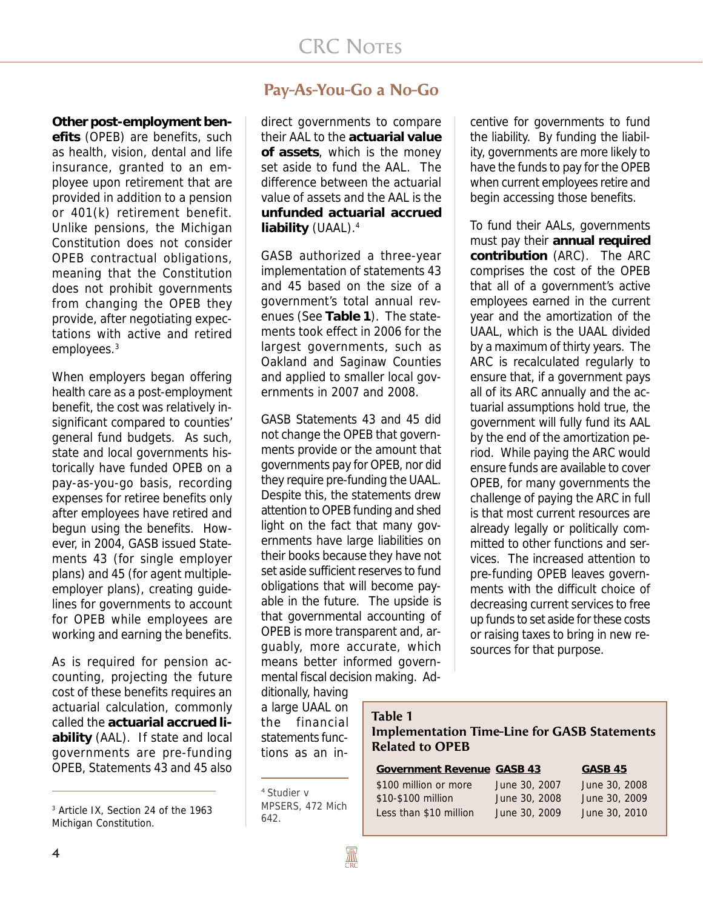## Pay-As-You-Go a No-Go

**Other post-employment benefits** (OPEB) are benefits, such as health, vision, dental and life insurance, granted to an employee upon retirement that are provided in addition to a pension or 401(k) retirement benefit. Unlike pensions, the Michigan Constitution does not consider OPEB contractual obligations, meaning that the Constitution does not prohibit governments from changing the OPEB they provide, after negotiating expectations with active and retired employees.[3]

When employers began offering health care as a post-employment benefit, the cost was relatively insignificant compared to counties' general fund budgets. As such, state and local governments historically have funded OPEB on a pay-as-you-go basis, recording expenses for retiree benefits only after employees have retired and begun using the benefits. However, in 2004, GASB issued Statements 43 (for single employer plans) and 45 (for agent multiple-employer plans), creating guidelines for governments to account for OPEB while employees are working and earning the benefits.

As is required for pension accounting, projecting the future cost of these benefits requires an actuarial calculation, commonly called the **actuarial accrued liability** (AAL). If state and local governments are pre-funding OPEB, Statements 43 and 45 also direct governments to compare their AAL to the **actuarial value of assets**, which is the money set aside to fund the AAL. The difference between the actuarial value of assets and the AAL is the **unfunded actuarial accrued liability** (UAAL).[4]

GASB authorized a three-year implementation of statements 43 and 45 based on the size of a government's total annual revenues (See **Table 1**). The statements took effect in 2006 for the largest governments, such as Oakland and Saginaw Counties and applied to smaller local governments in 2007 and 2008.

GASB Statements 43 and 45 did not change the OPEB that governments provide or the amount that governments pay for OPEB, nor did they require pre-funding the UAAL. Despite this, the statements drew attention to OPEB funding and shed light on the fact that many governments have large liabilities on their books because they have not set aside sufficient reserves to fund obligations that will become payable in the future. The upside is that governmental accounting of OPEB is more transparent and, arguably, more accurate, which means better informed governmental fiscal decision making. Additionally, having a large UAAL on the financial statements functions as an incentive for governments to fund the liability. By funding the liability, governments are more likely to have the funds to pay for the OPEB when current employees retire and begin accessing those benefits.

To fund their AALs, governments must pay their **annual required contribution** (ARC). The ARC comprises the cost of the OPEB that all of a government's active employees earned in the current year and the amortization of the UAAL, which is the UAAL divided by a maximum of thirty years. The ARC is recalculated regularly to ensure that, if a government pays all of its ARC annually and the actuarial assumptions hold true, the government will fully fund its AAL by the end of the amortization period. While paying the ARC would ensure funds are available to cover OPEB, for many governments the challenge of paying the ARC in full is that most current resources are already legally or politically committed to other functions and services. The increased attention to pre-funding OPEB leaves governments with the difficult choice of decreasing current services to free up funds to set aside for these costs or raising taxes to bring in new resources for that purpose.

**Table 1**
**Implementation Time-Line for GASB Statements Related to OPEB**

| Government Revenue | GASB 43 | GASB 45 |
|---|---|---|
| $100 million or more | June 30, 2007 | June 30, 2008 |
| $10-$100 million | June 30, 2008 | June 30, 2009 |
| Less than $10 million | June 30, 2009 | June 30, 2010 |

[3] Article IX, Section 24 of the 1963 Michigan Constitution.

[4] Studier v MPSERS, 472 Mich 642.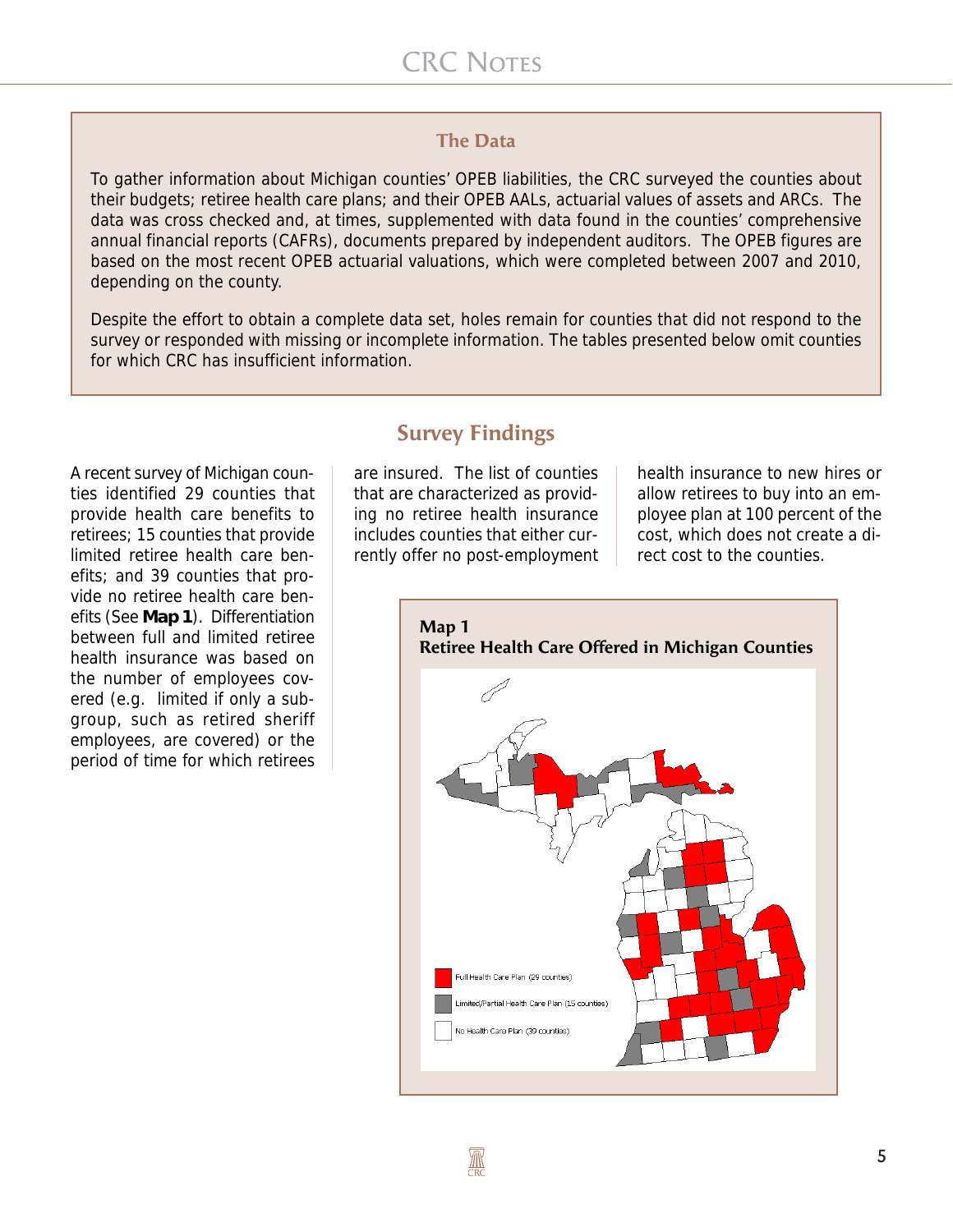### The Data

To gather information about Michigan counties' OPEB liabilities, the CRC surveyed the counties about their budgets; retiree health care plans; and their OPEB AALs, actuarial values of assets and ARCs. The data was cross checked and, at times, supplemented with data found in the counties' comprehensive annual financial reports (CAFRs), documents prepared by independent auditors. The OPEB figures are based on the most recent OPEB actuarial valuations, which were completed between 2007 and 2010, depending on the county.

Despite the effort to obtain a complete data set, holes remain for counties that did not respond to the survey or responded with missing or incomplete information. The tables presented below omit counties for which CRC has insufficient information.

## Survey Findings

A recent survey of Michigan counties identified 29 counties that provide health care benefits to retirees; 15 counties that provide limited retiree health care benefits; and 39 counties that provide no retiree health care benefits (See **Map 1**). Differentiation between full and limited retiree health insurance was based on the number of employees covered (e.g. limited if only a subgroup, such as retired sheriff employees, are covered) or the period of time for which retirees are insured. The list of counties that are characterized as providing no retiree health insurance includes counties that either currently offer no post-employment health insurance to new hires or allow retirees to buy into an employee plan at 100 percent of the cost, which does not create a direct cost to the counties.

**Map 1**
**Retiree Health Care Offered in Michigan Counties**

Full Health Care Plan (29 counties)

Limited/Partial Health Care Plan (15 counties)

No Health Care Plan (39 counties)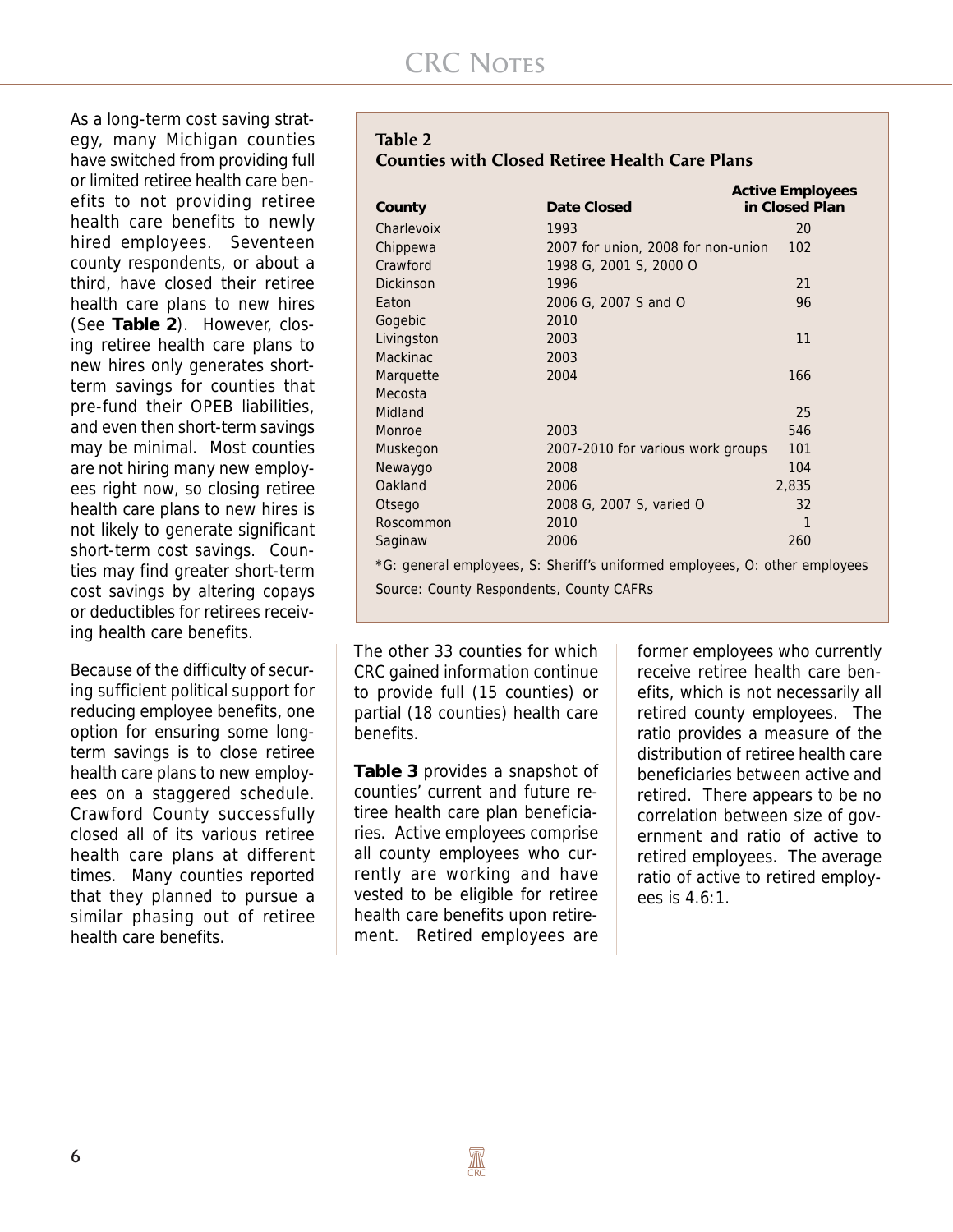As a long-term cost saving strategy, many Michigan counties have switched from providing full or limited retiree health care benefits to not providing retiree health care benefits to newly hired employees. Seventeen county respondents, or about a third, have closed their retiree health care plans to new hires (See **Table 2**). However, closing retiree health care plans to new hires only generates short-term savings for counties that pre-fund their OPEB liabilities, and even then short-term savings may be minimal. Most counties are not hiring many new employees right now, so closing retiree health care plans to new hires is not likely to generate significant short-term cost savings. Counties may find greater short-term cost savings by altering copays or deductibles for retirees receiving health care benefits.

Because of the difficulty of securing sufficient political support for reducing employee benefits, one option for ensuring some long-term savings is to close retiree health care plans to new employees on a staggered schedule. Crawford County successfully closed all of its various retiree health care plans at different times. Many counties reported that they planned to pursue a similar phasing out of retiree health care benefits.

**Table 2**
**Counties with Closed Retiree Health Care Plans**

| County | Date Closed | Active Employees in Closed Plan |
|---|---|---|
| Charlevoix | 1993 | 20 |
| Chippewa | 2007 for union, 2008 for non-union | 102 |
| Crawford | 1998 G, 2001 S, 2000 O | |
| Dickinson | 1996 | 21 |
| Eaton | 2006 G, 2007 S and O | 96 |
| Gogebic | 2010 | |
| Livingston | 2003 | 11 |
| Mackinac | 2003 | |
| Marquette | 2004 | 166 |
| Mecosta | | |
| Midland | | 25 |
| Monroe | 2003 | 546 |
| Muskegon | 2007-2010 for various work groups | 101 |
| Newaygo | 2008 | 104 |
| Oakland | 2006 | 2,835 |
| Otsego | 2008 G, 2007 S, varied O | 32 |
| Roscommon | 2010 | 1 |
| Saginaw | 2006 | 260 |

*G: general employees, S: Sheriff's uniformed employees, O: other employees

Source: County Respondents, County CAFRs

The other 33 counties for which CRC gained information continue to provide full (15 counties) or partial (18 counties) health care benefits.

**Table 3** provides a snapshot of counties' current and future retiree health care plan beneficiaries. Active employees comprise all county employees who currently are working and have vested to be eligible for retiree health care benefits upon retirement. Retired employees are former employees who currently receive retiree health care benefits, which is not necessarily all retired county employees. The ratio provides a measure of the distribution of retiree health care beneficiaries between active and retired. There appears to be no correlation between size of government and ratio of active to retired employees. The average ratio of active to retired employees is 4.6:1.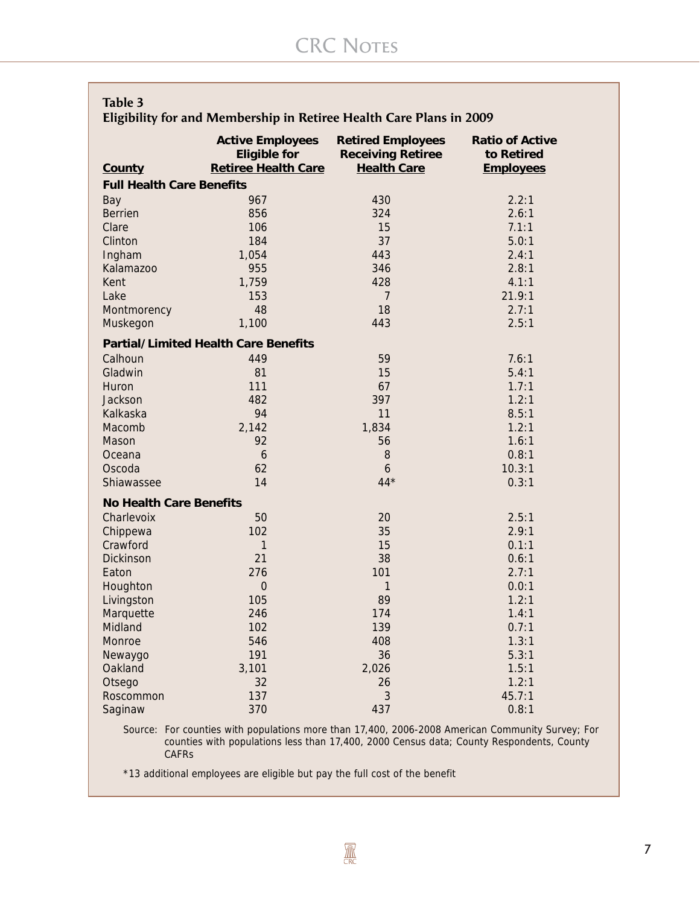**Table 3**
**Eligibility for and Membership in Retiree Health Care Plans in 2009**

| County | Active Employees Eligible for Retiree Health Care | Retired Employees Receiving Retiree Health Care | Ratio of Active to Retired Employees |
|---|---|---|---|
| **Full Health Care Benefits** | | | |
| Bay | 967 | 430 | 2.2:1 |
| Berrien | 856 | 324 | 2.6:1 |
| Clare | 106 | 15 | 7.1:1 |
| Clinton | 184 | 37 | 5.0:1 |
| Ingham | 1,054 | 443 | 2.4:1 |
| Kalamazoo | 955 | 346 | 2.8:1 |
| Kent | 1,759 | 428 | 4.1:1 |
| Lake | 153 | 7 | 21.9:1 |
| Montmorency | 48 | 18 | 2.7:1 |
| Muskegon | 1,100 | 443 | 2.5:1 |
| **Partial/Limited Health Care Benefits** | | | |
| Calhoun | 449 | 59 | 7.6:1 |
| Gladwin | 81 | 15 | 5.4:1 |
| Huron | 111 | 67 | 1.7:1 |
| Jackson | 482 | 397 | 1.2:1 |
| Kalkaska | 94 | 11 | 8.5:1 |
| Macomb | 2,142 | 1,834 | 1.2:1 |
| Mason | 92 | 56 | 1.6:1 |
| Oceana | 6 | 8 | 0.8:1 |
| Oscoda | 62 | 6 | 10.3:1 |
| Shiawassee | 14 | 44* | 0.3:1 |
| **No Health Care Benefits** | | | |
| Charlevoix | 50 | 20 | 2.5:1 |
| Chippewa | 102 | 35 | 2.9:1 |
| Crawford | 1 | 15 | 0.1:1 |
| Dickinson | 21 | 38 | 0.6:1 |
| Eaton | 276 | 101 | 2.7:1 |
| Houghton | 0 | 1 | 0.0:1 |
| Livingston | 105 | 89 | 1.2:1 |
| Marquette | 246 | 174 | 1.4:1 |
| Midland | 102 | 139 | 0.7:1 |
| Monroe | 546 | 408 | 1.3:1 |
| Newaygo | 191 | 36 | 5.3:1 |
| Oakland | 3,101 | 2,026 | 1.5:1 |
| Otsego | 32 | 26 | 1.2:1 |
| Roscommon | 137 | 3 | 45.7:1 |
| Saginaw | 370 | 437 | 0.8:1 |

Source: For counties with populations more than 17,400, 2006-2008 American Community Survey; For counties with populations less than 17,400, 2000 Census data; County Respondents, County CAFRs

*13 additional employees are eligible but pay the full cost of the benefit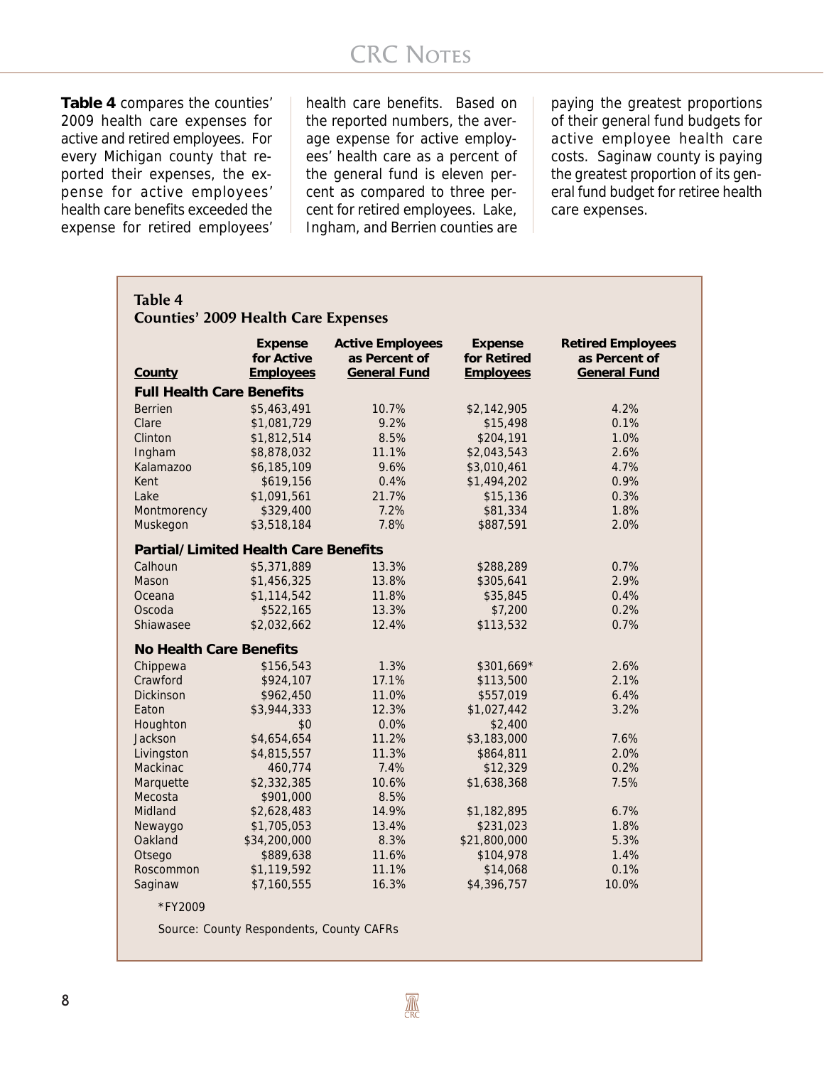**Table 4** compares the counties' 2009 health care expenses for active and retired employees. For every Michigan county that reported their expenses, the expense for active employees' health care benefits exceeded the expense for retired employees' health care benefits. Based on the reported numbers, the average expense for active employees' health care as a percent of the general fund is eleven percent as compared to three percent for retired employees. Lake, Ingham, and Berrien counties are paying the greatest proportions of their general fund budgets for active employee health care costs. Saginaw county is paying the greatest proportion of its general fund budget for retiree health care expenses.

**Table 4**
**Counties' 2009 Health Care Expenses**

| County | Expense for Active Employees | Active Employees as Percent of General Fund | Expense for Retired Employees | Retired Employees as Percent of General Fund |
|---|---|---|---|---|
| **Full Health Care Benefits** | | | | |
| Berrien | $5,463,491 | 10.7% | $2,142,905 | 4.2% |
| Clare | $1,081,729 | 9.2% | $15,498 | 0.1% |
| Clinton | $1,812,514 | 8.5% | $204,191 | 1.0% |
| Ingham | $8,878,032 | 11.1% | $2,043,543 | 2.6% |
| Kalamazoo | $6,185,109 | 9.6% | $3,010,461 | 4.7% |
| Kent | $619,156 | 0.4% | $1,494,202 | 0.9% |
| Lake | $1,091,561 | 21.7% | $15,136 | 0.3% |
| Montmorency | $329,400 | 7.2% | $81,334 | 1.8% |
| Muskegon | $3,518,184 | 7.8% | $887,591 | 2.0% |
| **Partial/Limited Health Care Benefits** | | | | |
| Calhoun | $5,371,889 | 13.3% | $288,289 | 0.7% |
| Mason | $1,456,325 | 13.8% | $305,641 | 2.9% |
| Oceana | $1,114,542 | 11.8% | $35,845 | 0.4% |
| Oscoda | $522,165 | 13.3% | $7,200 | 0.2% |
| Shiawasee | $2,032,662 | 12.4% | $113,532 | 0.7% |
| **No Health Care Benefits** | | | | |
| Chippewa | $156,543 | 1.3% | $301,669* | 2.6% |
| Crawford | $924,107 | 17.1% | $113,500 | 2.1% |
| Dickinson | $962,450 | 11.0% | $557,019 | 6.4% |
| Eaton | $3,944,333 | 12.3% | $1,027,442 | 3.2% |
| Houghton | $0 | 0.0% | $2,400 | |
| Jackson | $4,654,654 | 11.2% | $3,183,000 | 7.6% |
| Livingston | $4,815,557 | 11.3% | $864,811 | 2.0% |
| Mackinac | 460,774 | 7.4% | $12,329 | 0.2% |
| Marquette | $2,332,385 | 10.6% | $1,638,368 | 7.5% |
| Mecosta | $901,000 | 8.5% | | |
| Midland | $2,628,483 | 14.9% | $1,182,895 | 6.7% |
| Newaygo | $1,705,053 | 13.4% | $231,023 | 1.8% |
| Oakland | $34,200,000 | 8.3% | $21,800,000 | 5.3% |
| Otsego | $889,638 | 11.6% | $104,978 | 1.4% |
| Roscommon | $1,119,592 | 11.1% | $14,068 | 0.1% |
| Saginaw | $7,160,555 | 16.3% | $4,396,757 | 10.0% |

*FY2009

Source: County Respondents, County CAFRs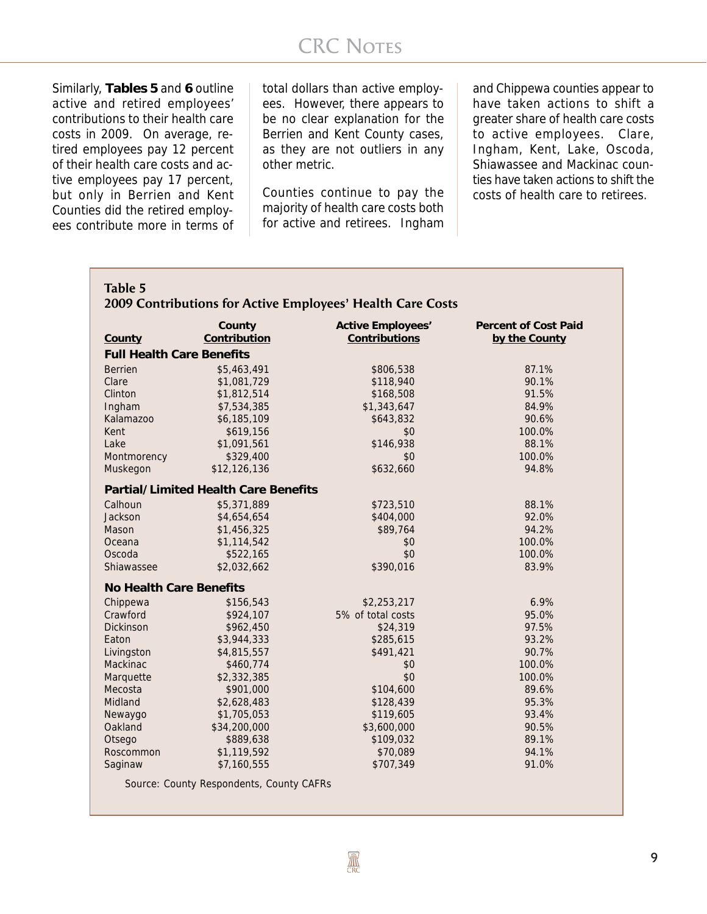Similarly, **Tables 5** and **6** outline active and retired employees' contributions to their health care costs in 2009. On average, retired employees pay 12 percent of their health care costs and active employees pay 17 percent, but only in Berrien and Kent Counties did the retired employees contribute more in terms of total dollars than active employees. However, there appears to be no clear explanation for the Berrien and Kent County cases, as they are not outliers in any other metric.

Counties continue to pay the majority of health care costs both for active and retirees. Ingham and Chippewa counties appear to have taken actions to shift a greater share of health care costs to active employees. Clare, Ingham, Kent, Lake, Oscoda, Shiawassee and Mackinac counties have taken actions to shift the costs of health care to retirees.

**Table 5**
**2009 Contributions for Active Employees' Health Care Costs**

| County | County Contribution | Active Employees' Contributions | Percent of Cost Paid by the County |
|---|---|---|---|
| **Full Health Care Benefits** | | | |
| Berrien | $5,463,491 | $806,538 | 87.1% |
| Clare | $1,081,729 | $118,940 | 90.1% |
| Clinton | $1,812,514 | $168,508 | 91.5% |
| Ingham | $7,534,385 | $1,343,647 | 84.9% |
| Kalamazoo | $6,185,109 | $643,832 | 90.6% |
| Kent | $619,156 | $0 | 100.0% |
| Lake | $1,091,561 | $146,938 | 88.1% |
| Montmorency | $329,400 | $0 | 100.0% |
| Muskegon | $12,126,136 | $632,660 | 94.8% |
| **Partial/Limited Health Care Benefits** | | | |
| Calhoun | $5,371,889 | $723,510 | 88.1% |
| Jackson | $4,654,654 | $404,000 | 92.0% |
| Mason | $1,456,325 | $89,764 | 94.2% |
| Oceana | $1,114,542 | $0 | 100.0% |
| Oscoda | $522,165 | $0 | 100.0% |
| Shiawassee | $2,032,662 | $390,016 | 83.9% |
| **No Health Care Benefits** | | | |
| Chippewa | $156,543 | $2,253,217 | 6.9% |
| Crawford | $924,107 | 5% of total costs | 95.0% |
| Dickinson | $962,450 | $24,319 | 97.5% |
| Eaton | $3,944,333 | $285,615 | 93.2% |
| Livingston | $4,815,557 | $491,421 | 90.7% |
| Mackinac | $460,774 | $0 | 100.0% |
| Marquette | $2,332,385 | $0 | 100.0% |
| Mecosta | $901,000 | $104,600 | 89.6% |
| Midland | $2,628,483 | $128,439 | 95.3% |
| Newaygo | $1,705,053 | $119,605 | 93.4% |
| Oakland | $34,200,000 | $3,600,000 | 90.5% |
| Otsego | $889,638 | $109,032 | 89.1% |
| Roscommon | $1,119,592 | $70,089 | 94.1% |
| Saginaw | $7,160,555 | $707,349 | 91.0% |

Source: County Respondents, County CAFRs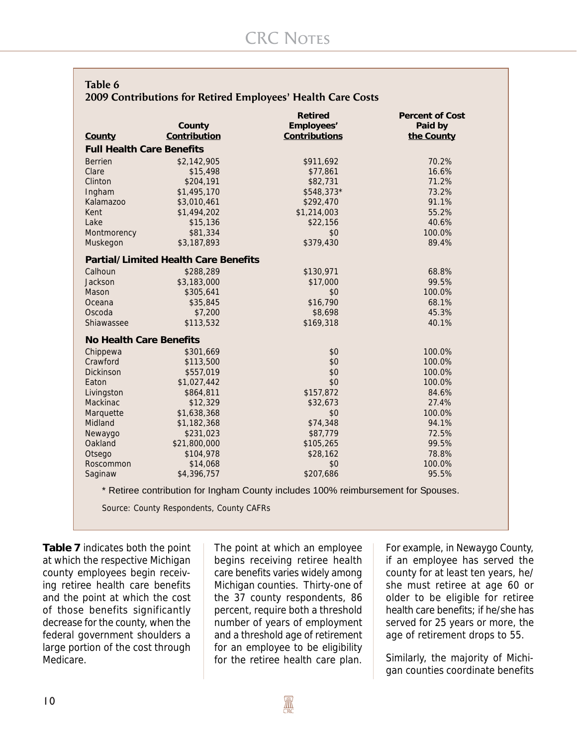**Table 6**
**2009 Contributions for Retired Employees' Health Care Costs**

| County | County Contribution | Retired Employees' Contributions | Percent of Cost Paid by the County |
|---|---|---|---|
| **Full Health Care Benefits** | | | |
| Berrien | $2,142,905 | $911,692 | 70.2% |
| Clare | $15,498 | $77,861 | 16.6% |
| Clinton | $204,191 | $82,731 | 71.2% |
| Ingham | $1,495,170 | $548,373* | 73.2% |
| Kalamazoo | $3,010,461 | $292,470 | 91.1% |
| Kent | $1,494,202 | $1,214,003 | 55.2% |
| Lake | $15,136 | $22,156 | 40.6% |
| Montmorency | $81,334 | $0 | 100.0% |
| Muskegon | $3,187,893 | $379,430 | 89.4% |
| **Partial/Limited Health Care Benefits** | | | |
| Calhoun | $288,289 | $130,971 | 68.8% |
| Jackson | $3,183,000 | $17,000 | 99.5% |
| Mason | $305,641 | $0 | 100.0% |
| Oceana | $35,845 | $16,790 | 68.1% |
| Oscoda | $7,200 | $8,698 | 45.3% |
| Shiawassee | $113,532 | $169,318 | 40.1% |
| **No Health Care Benefits** | | | |
| Chippewa | $301,669 | $0 | 100.0% |
| Crawford | $113,500 | $0 | 100.0% |
| Dickinson | $557,019 | $0 | 100.0% |
| Eaton | $1,027,442 | $0 | 100.0% |
| Livingston | $864,811 | $157,872 | 84.6% |
| Mackinac | $12,329 | $32,673 | 27.4% |
| Marquette | $1,638,368 | $0 | 100.0% |
| Midland | $1,182,368 | $74,348 | 94.1% |
| Newaygo | $231,023 | $87,779 | 72.5% |
| Oakland | $21,800,000 | $105,265 | 99.5% |
| Otsego | $104,978 | $28,162 | 78.8% |
| Roscommon | $14,068 | $0 | 100.0% |
| Saginaw | $4,396,757 | $207,686 | 95.5% |

\* Retiree contribution for Ingham County includes 100% reimbursement for Spouses.

Source: County Respondents, County CAFRs

**Table 7** indicates both the point at which the respective Michigan county employees begin receiving retiree health care benefits and the point at which the cost of those benefits significantly decrease for the county, when the federal government shoulders a large portion of the cost through Medicare.

The point at which an employee begins receiving retiree health care benefits varies widely among Michigan counties. Thirty-one of the 37 county respondents, 86 percent, require both a threshold number of years of employment and a threshold age of retirement for an employee to be eligibility for the retiree health care plan. For example, in Newaygo County, if an employee has served the county for at least ten years, he/she must retiree at age 60 or older to be eligible for retiree health care benefits; if he/she has served for 25 years or more, the age of retirement drops to 55.

Similarly, the majority of Michigan counties coordinate benefits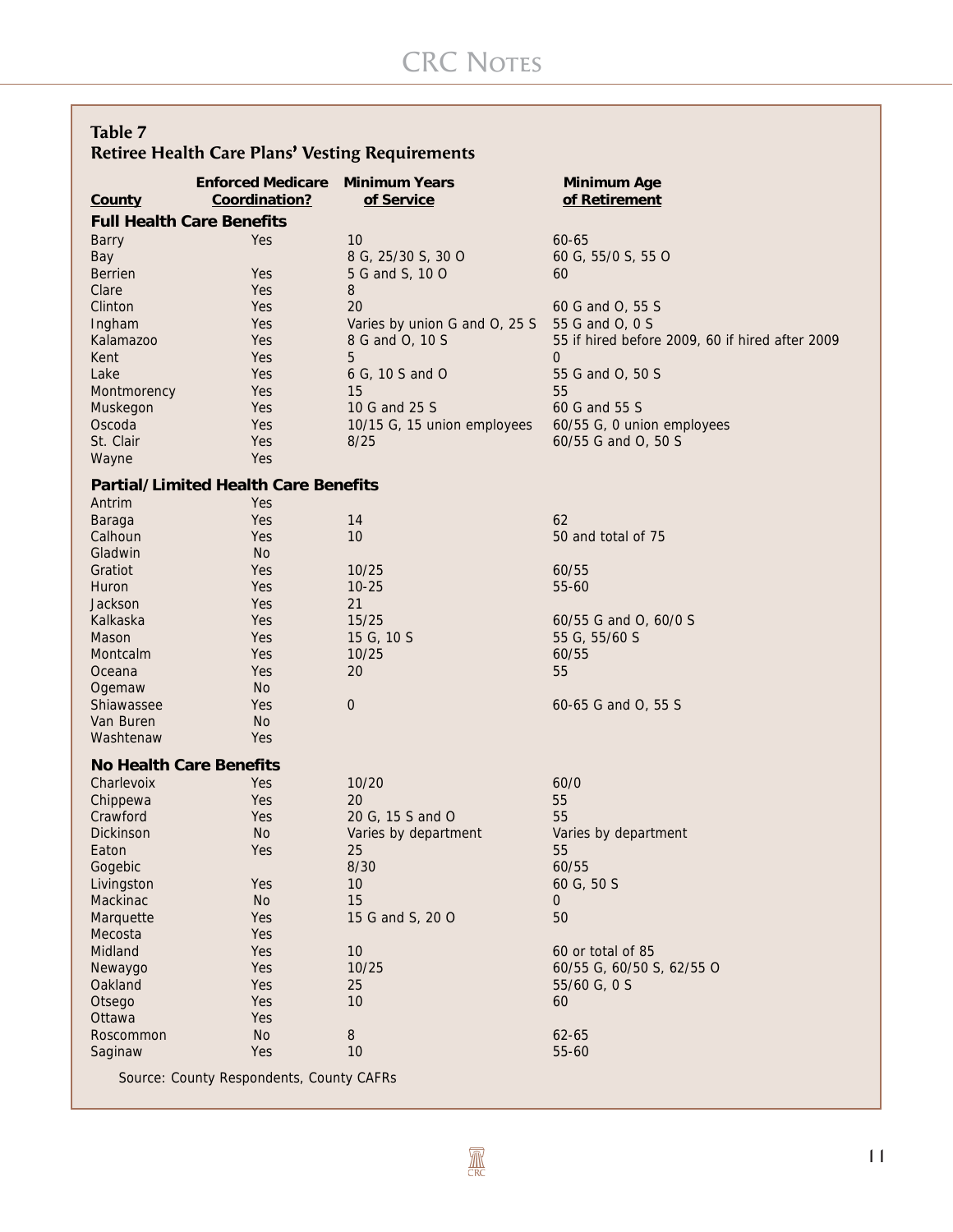**Table 7**
**Retiree Health Care Plans' Vesting Requirements**

| County | Enforced Medicare Coordination? | Minimum Years of Service | Minimum Age of Retirement |
|---|---|---|---|
| **Full Health Care Benefits** | | | |
| Barry | Yes | 10 | 60-65 |
| Bay | | 8 G, 25/30 S, 30 O | 60 G, 55/0 S, 55 O |
| Berrien | Yes | 5 G and S, 10 O | 60 |
| Clare | Yes | 8 | |
| Clinton | Yes | 20 | 60 G and O, 55 S |
| Ingham | Yes | Varies by union G and O, 25 S | 55 G and O, 0 S |
| Kalamazoo | Yes | 8 G and O, 10 S | 55 if hired before 2009, 60 if hired after 2009 |
| Kent | Yes | 5 | 0 |
| Lake | Yes | 6 G, 10 S and O | 55 G and O, 50 S |
| Montmorency | Yes | 15 | 55 |
| Muskegon | Yes | 10 G and 25 S | 60 G and 55 S |
| Oscoda | Yes | 10/15 G, 15 union employees | 60/55 G, 0 union employees |
| St. Clair | Yes | 8/25 | 60/55 G and O, 50 S |
| Wayne | Yes | | |
| **Partial/Limited Health Care Benefits** | | | |
| Antrim | Yes | | |
| Baraga | Yes | 14 | 62 |
| Calhoun | Yes | 10 | 50 and total of 75 |
| Gladwin | No | | |
| Gratiot | Yes | 10/25 | 60/55 |
| Huron | Yes | 10-25 | 55-60 |
| Jackson | Yes | 21 | |
| Kalkaska | Yes | 15/25 | 60/55 G and O, 60/0 S |
| Mason | Yes | 15 G, 10 S | 55 G, 55/60 S |
| Montcalm | Yes | 10/25 | 60/55 |
| Oceana | Yes | 20 | 55 |
| Ogemaw | No | | |
| Shiawassee | Yes | 0 | 60-65 G and O, 55 S |
| Van Buren | No | | |
| Washtenaw | Yes | | |
| **No Health Care Benefits** | | | |
| Charlevoix | Yes | 10/20 | 60/0 |
| Chippewa | Yes | 20 | 55 |
| Crawford | Yes | 20 G, 15 S and O | 55 |
| Dickinson | No | Varies by department | Varies by department |
| Eaton | Yes | 25 | 55 |
| Gogebic | | 8/30 | 60/55 |
| Livingston | Yes | 10 | 60 G, 50 S |
| Mackinac | No | 15 | 0 |
| Marquette | Yes | 15 G and S, 20 O | 50 |
| Mecosta | Yes | | |
| Midland | Yes | 10 | 60 or total of 85 |
| Newaygo | Yes | 10/25 | 60/55 G, 60/50 S, 62/55 O |
| Oakland | Yes | 25 | 55/60 G, 0 S |
| Otsego | Yes | 10 | 60 |
| Ottawa | Yes | | |
| Roscommon | No | 8 | 62-65 |
| Saginaw | Yes | 10 | 55-60 |

Source: County Respondents, County CAFRs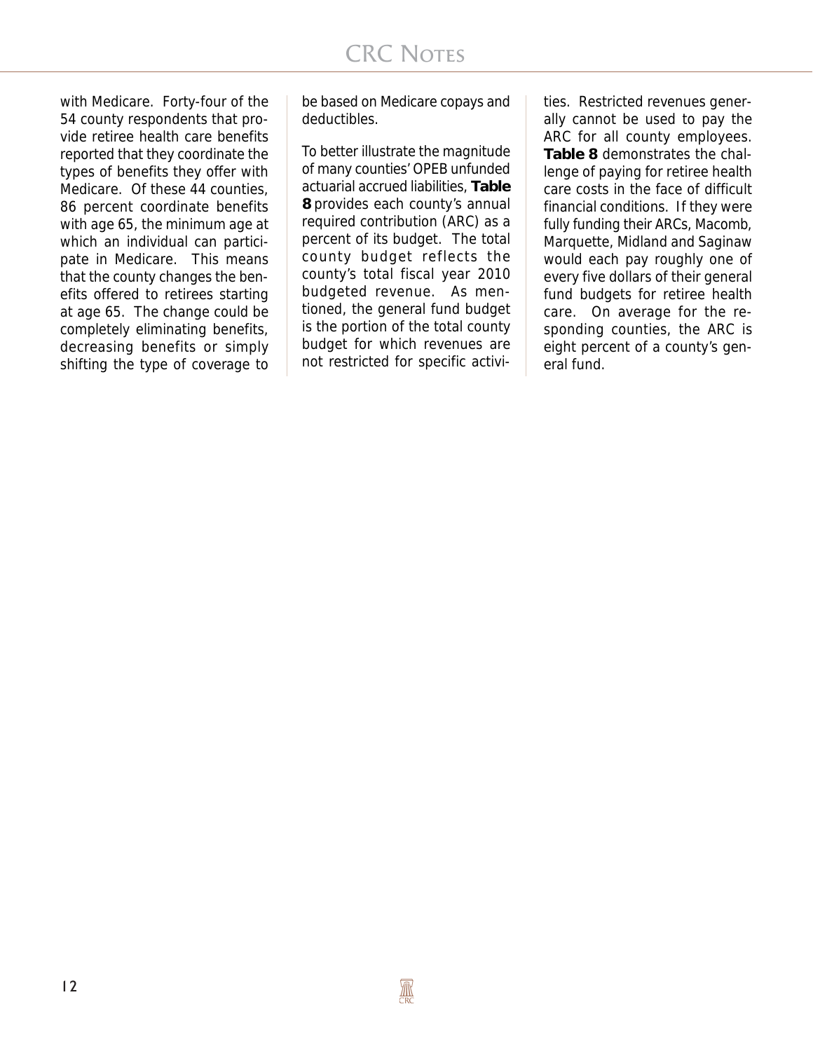with Medicare. Forty-four of the 54 county respondents that provide retiree health care benefits reported that they coordinate the types of benefits they offer with Medicare. Of these 44 counties, 86 percent coordinate benefits with age 65, the minimum age at which an individual can participate in Medicare. This means that the county changes the benefits offered to retirees starting at age 65. The change could be completely eliminating benefits, decreasing benefits or simply shifting the type of coverage to be based on Medicare copays and deductibles.

To better illustrate the magnitude of many counties' OPEB unfunded actuarial accrued liabilities, **Table 8** provides each county's annual required contribution (ARC) as a percent of its budget. The total county budget reflects the county's total fiscal year 2010 budgeted revenue. As mentioned, the general fund budget is the portion of the total county budget for which revenues are not restricted for specific activities. Restricted revenues generally cannot be used to pay the ARC for all county employees. **Table 8** demonstrates the challenge of paying for retiree health care costs in the face of difficult financial conditions. If they were fully funding their ARCs, Macomb, Marquette, Midland and Saginaw would each pay roughly one of every five dollars of their general fund budgets for retiree health care. On average for the responding counties, the ARC is eight percent of a county's general fund.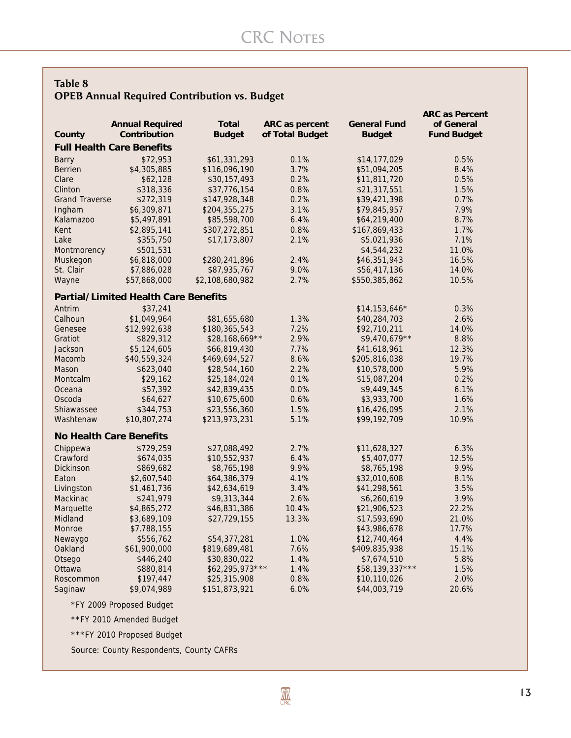## Table 8
## OPEB Annual Required Contribution vs. Budget

| County | Annual Required Contribution | Total Budget | ARC as percent of Total Budget | General Fund Budget | ARC as Percent of General Fund Budget |
|---|---|---|---|---|---|
| **Full Health Care Benefits** | | | | | |
| Barry | $72,953 | $61,331,293 | 0.1% | $14,177,029 | 0.5% |
| Berrien | $4,305,885 | $116,096,190 | 3.7% | $51,094,205 | 8.4% |
| Clare | $62,128 | $30,157,493 | 0.2% | $11,811,720 | 0.5% |
| Clinton | $318,336 | $37,776,154 | 0.8% | $21,317,551 | 1.5% |
| Grand Traverse | $272,319 | $147,928,348 | 0.2% | $39,421,398 | 0.7% |
| Ingham | $6,309,871 | $204,355,275 | 3.1% | $79,845,957 | 7.9% |
| Kalamazoo | $5,497,891 | $85,598,700 | 6.4% | $64,219,400 | 8.7% |
| Kent | $2,895,141 | $307,272,851 | 0.8% | $167,869,433 | 1.7% |
| Lake | $355,750 | $17,173,807 | 2.1% | $5,021,936 | 7.1% |
| Montmorency | $501,531 | | | $4,544,232 | 11.0% |
| Muskegon | $6,818,000 | $280,241,896 | 2.4% | $46,351,943 | 16.5% |
| St. Clair | $7,886,028 | $87,935,767 | 9.0% | $56,417,136 | 14.0% |
| Wayne | $57,868,000 | $2,108,680,982 | 2.7% | $550,385,862 | 10.5% |
| **Partial/Limited Health Care Benefits** | | | | | |
| Antrim | $37,241 | | | $14,153,646* | 0.3% |
| Calhoun | $1,049,964 | $81,655,680 | 1.3% | $40,284,703 | 2.6% |
| Genesee | $12,992,638 | $180,365,543 | 7.2% | $92,710,211 | 14.0% |
| Gratiot | $829,312 | $28,168,669** | 2.9% | $9,470,679** | 8.8% |
| Jackson | $5,124,605 | $66,819,430 | 7.7% | $41,618,961 | 12.3% |
| Macomb | $40,559,324 | $469,694,527 | 8.6% | $205,816,038 | 19.7% |
| Mason | $623,040 | $28,544,160 | 2.2% | $10,578,000 | 5.9% |
| Montcalm | $29,162 | $25,184,024 | 0.1% | $15,087,204 | 0.2% |
| Oceana | $57,392 | $42,839,435 | 0.0% | $9,449,345 | 6.1% |
| Oscoda | $64,627 | $10,675,600 | 0.6% | $3,933,700 | 1.6% |
| Shiawassee | $344,753 | $23,556,360 | 1.5% | $16,426,095 | 2.1% |
| Washtenaw | $10,807,274 | $213,973,231 | 5.1% | $99,192,709 | 10.9% |
| **No Health Care Benefits** | | | | | |
| Chippewa | $729,259 | $27,088,492 | 2.7% | $11,628,327 | 6.3% |
| Crawford | $674,035 | $10,552,937 | 6.4% | $5,407,077 | 12.5% |
| Dickinson | $869,682 | $8,765,198 | 9.9% | $8,765,198 | 9.9% |
| Eaton | $2,607,540 | $64,386,379 | 4.1% | $32,010,608 | 8.1% |
| Livingston | $1,461,736 | $42,634,619 | 3.4% | $41,298,561 | 3.5% |
| Mackinac | $241,979 | $9,313,344 | 2.6% | $6,260,619 | 3.9% |
| Marquette | $4,865,272 | $46,831,386 | 10.4% | $21,906,523 | 22.2% |
| Midland | $3,689,109 | $27,729,155 | 13.3% | $17,593,690 | 21.0% |
| Monroe | $7,788,155 | | | $43,986,678 | 17.7% |
| Newaygo | $556,762 | $54,377,281 | 1.0% | $12,740,464 | 4.4% |
| Oakland | $61,900,000 | $819,689,481 | 7.6% | $409,835,938 | 15.1% |
| Otsego | $446,240 | $30,830,022 | 1.4% | $7,674,510 | 5.8% |
| Ottawa | $880,814 | $62,295,973*** | 1.4% | $58,139,337*** | 1.5% |
| Roscommon | $197,447 | $25,315,908 | 0.8% | $10,110,026 | 2.0% |
| Saginaw | $9,074,989 | $151,873,921 | 6.0% | $44,003,719 | 20.6% |

*FY 2009 Proposed Budget

**FY 2010 Amended Budget

***FY 2010 Proposed Budget

Source: County Respondents, County CAFRs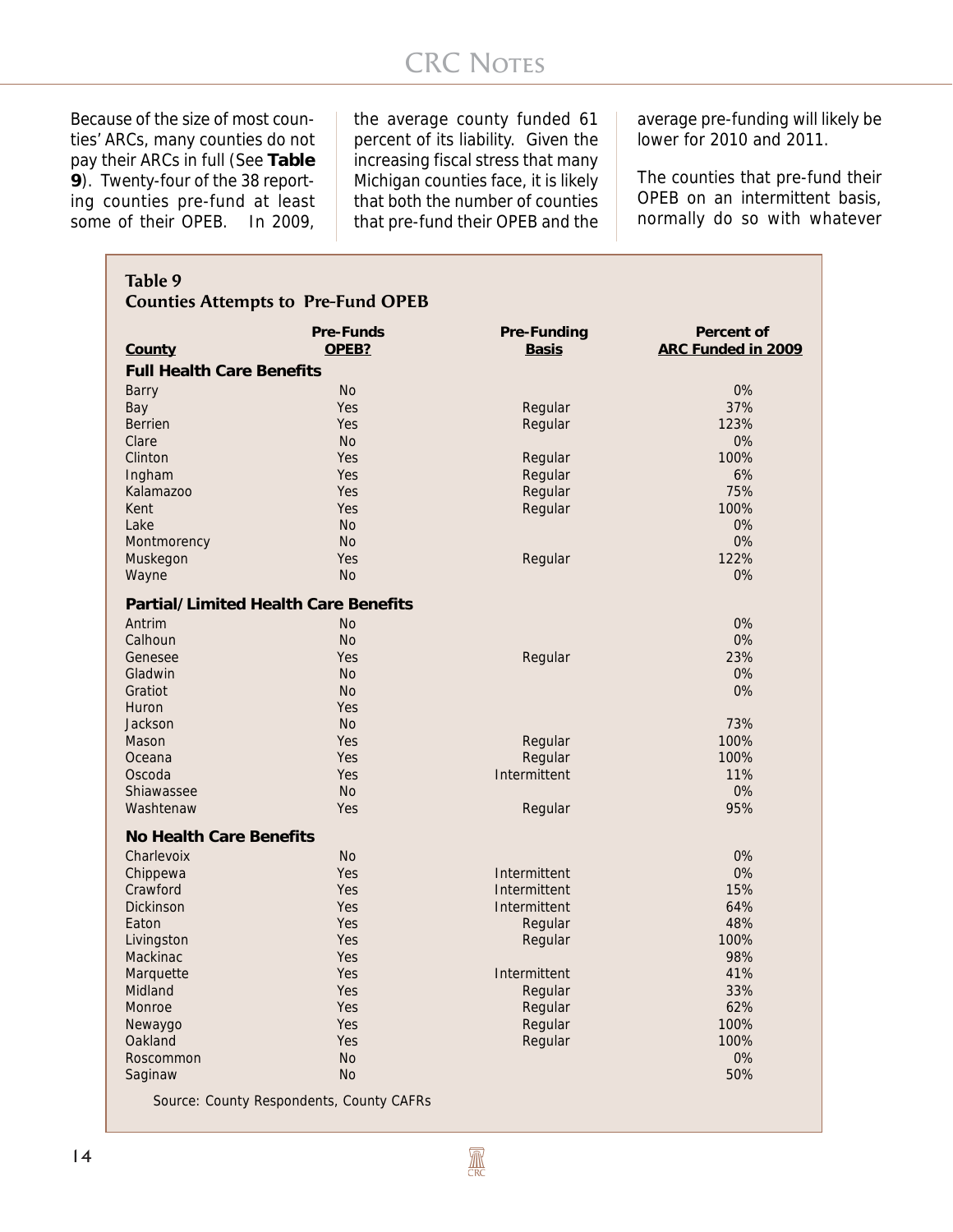Because of the size of most counties' ARCs, many counties do not pay their ARCs in full (See **Table 9**). Twenty-four of the 38 reporting counties pre-fund at least some of their OPEB. In 2009, the average county funded 61 percent of its liability. Given the increasing fiscal stress that many Michigan counties face, it is likely that both the number of counties that pre-fund their OPEB and the average pre-funding will likely be lower for 2010 and 2011.

The counties that pre-fund their OPEB on an intermittent basis, normally do so with whatever

**Table 9**
**Counties Attempts to Pre-Fund OPEB**

| County | Pre-Funds OPEB? | Pre-Funding Basis | Percent of ARC Funded in 2009 |
|---|---|---|---|
| **Full Health Care Benefits** | | | |
| Barry | No | | 0% |
| Bay | Yes | Regular | 37% |
| Berrien | Yes | Regular | 123% |
| Clare | No | | 0% |
| Clinton | Yes | Regular | 100% |
| Ingham | Yes | Regular | 6% |
| Kalamazoo | Yes | Regular | 75% |
| Kent | Yes | Regular | 100% |
| Lake | No | | 0% |
| Montmorency | No | | 0% |
| Muskegon | Yes | Regular | 122% |
| Wayne | No | | 0% |
| **Partial/Limited Health Care Benefits** | | | |
| Antrim | No | | 0% |
| Calhoun | No | | 0% |
| Genesee | Yes | Regular | 23% |
| Gladwin | No | | 0% |
| Gratiot | No | | 0% |
| Huron | Yes | | |
| Jackson | No | | 73% |
| Mason | Yes | Regular | 100% |
| Oceana | Yes | Regular | 100% |
| Oscoda | Yes | Intermittent | 11% |
| Shiawassee | No | | 0% |
| Washtenaw | Yes | Regular | 95% |
| **No Health Care Benefits** | | | |
| Charlevoix | No | | 0% |
| Chippewa | Yes | Intermittent | 0% |
| Crawford | Yes | Intermittent | 15% |
| Dickinson | Yes | Intermittent | 64% |
| Eaton | Yes | Regular | 48% |
| Livingston | Yes | Regular | 100% |
| Mackinac | Yes | | 98% |
| Marquette | Yes | Intermittent | 41% |
| Midland | Yes | Regular | 33% |
| Monroe | Yes | Regular | 62% |
| Newaygo | Yes | Regular | 100% |
| Oakland | Yes | Regular | 100% |
| Roscommon | No | | 0% |
| Saginaw | No | | 50% |

Source: County Respondents, County CAFRs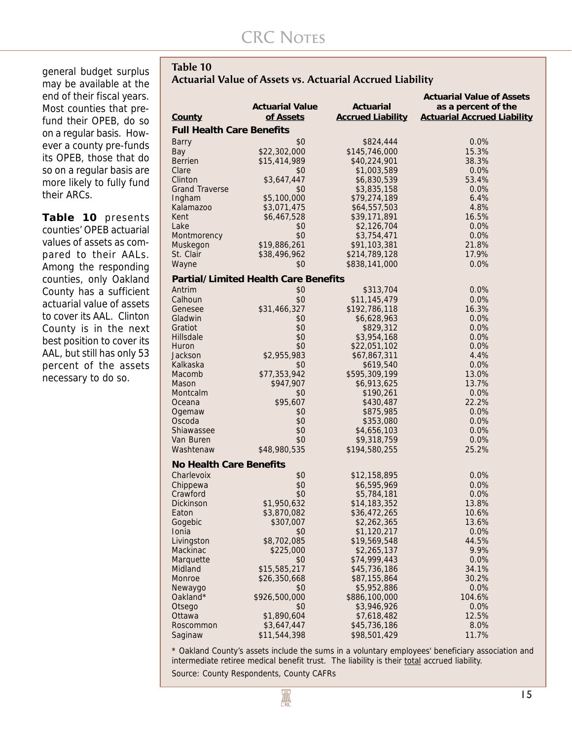general budget surplus may be available at the end of their fiscal years. Most counties that prefund their OPEB, do so on a regular basis. However a county pre-funds its OPEB, those that do so on a regular basis are more likely to fully fund their ARCs.

**Table 10** presents counties' OPEB actuarial values of assets as compared to their AALs. Among the responding counties, only Oakland County has a sufficient actuarial value of assets to cover its AAL. Clinton County is in the next best position to cover its AAL, but still has only 53 percent of the assets necessary to do so.

**Table 10**
**Actuarial Value of Assets vs. Actuarial Accrued Liability**

| County | Actuarial Value of Assets | Actuarial Accrued Liability | Actuarial Value of Assets as a percent of the Actuarial Accrued Liability |
|---|---|---|---|
| **Full Health Care Benefits** | | | |
| Barry | $0 | $824,444 | 0.0% |
| Bay | $22,302,000 | $145,746,000 | 15.3% |
| Berrien | $15,414,989 | $40,224,901 | 38.3% |
| Clare | $0 | $1,003,589 | 0.0% |
| Clinton | $3,647,447 | $6,830,539 | 53.4% |
| Grand Traverse | $0 | $3,835,158 | 0.0% |
| Ingham | $5,100,000 | $79,274,189 | 6.4% |
| Kalamazoo | $3,071,475 | $64,557,503 | 4.8% |
| Kent | $6,467,528 | $39,171,891 | 16.5% |
| Lake | $0 | $2,126,704 | 0.0% |
| Montmorency | $0 | $3,754,471 | 0.0% |
| Muskegon | $19,886,261 | $91,103,381 | 21.8% |
| St. Clair | $38,496,962 | $214,789,128 | 17.9% |
| Wayne | $0 | $838,141,000 | 0.0% |
| **Partial/Limited Health Care Benefits** | | | |
| Antrim | $0 | $313,704 | 0.0% |
| Calhoun | $0 | $11,145,479 | 0.0% |
| Genesee | $31,466,327 | $192,786,118 | 16.3% |
| Gladwin | $0 | $6,628,963 | 0.0% |
| Gratiot | $0 | $829,312 | 0.0% |
| Hillsdale | $0 | $3,954,168 | 0.0% |
| Huron | $0 | $22,051,102 | 0.0% |
| Jackson | $2,955,983 | $67,867,311 | 4.4% |
| Kalkaska | $0 | $619,540 | 0.0% |
| Macomb | $77,353,942 | $595,309,199 | 13.0% |
| Mason | $947,907 | $6,913,625 | 13.7% |
| Montcalm | $0 | $190,261 | 0.0% |
| Oceana | $95,607 | $430,487 | 22.2% |
| Ogemaw | $0 | $875,985 | 0.0% |
| Oscoda | $0 | $353,080 | 0.0% |
| Shiawassee | $0 | $4,656,103 | 0.0% |
| Van Buren | $0 | $9,318,759 | 0.0% |
| Washtenaw | $48,980,535 | $194,580,255 | 25.2% |
| **No Health Care Benefits** | | | |
| Charlevoix | $0 | $12,158,895 | 0.0% |
| Chippewa | $0 | $6,595,969 | 0.0% |
| Crawford | $0 | $5,784,181 | 0.0% |
| Dickinson | $1,950,632 | $14,183,352 | 13.8% |
| Eaton | $3,870,082 | $36,472,265 | 10.6% |
| Gogebic | $307,007 | $2,262,365 | 13.6% |
| Ionia | $0 | $1,120,217 | 0.0% |
| Livingston | $8,702,085 | $19,569,548 | 44.5% |
| Mackinac | $225,000 | $2,265,137 | 9.9% |
| Marquette | $0 | $74,999,443 | 0.0% |
| Midland | $15,585,217 | $45,736,186 | 34.1% |
| Monroe | $26,350,668 | $87,155,864 | 30.2% |
| Newaygo | $0 | $5,952,886 | 0.0% |
| Oakland* | $926,500,000 | $886,100,000 | 104.6% |
| Otsego | $0 | $3,946,926 | 0.0% |
| Ottawa | $1,890,604 | $7,618,482 | 12.5% |
| Roscommon | $3,647,447 | $45,736,186 | 8.0% |
| Saginaw | $11,544,398 | $98,501,429 | 11.7% |

* Oakland County's assets include the sums in a voluntary employees' beneficiary association and intermediate retiree medical benefit trust. The liability is their total accrued liability.

Source: County Respondents, County CAFRs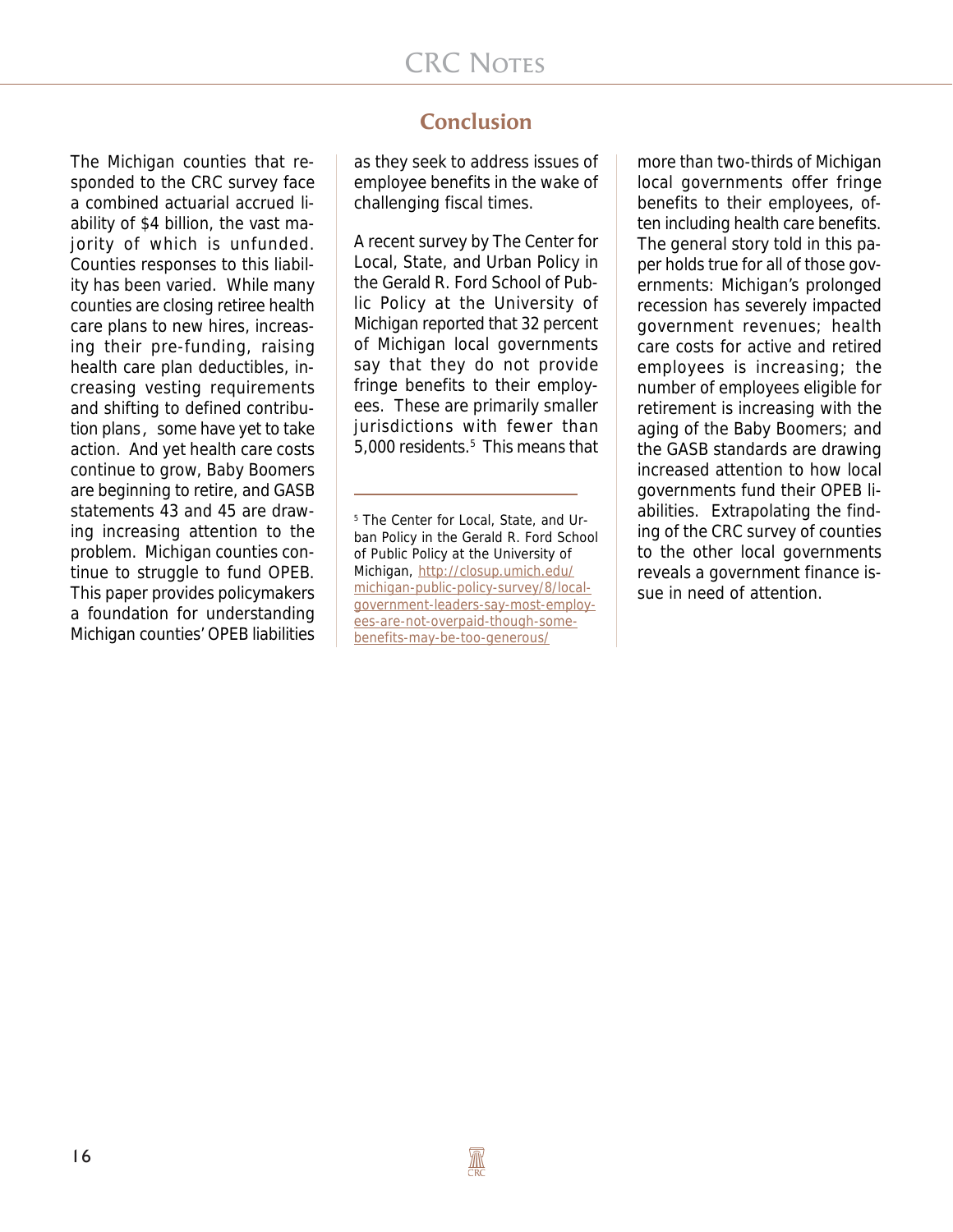## Conclusion

The Michigan counties that responded to the CRC survey face a combined actuarial accrued liability of $4 billion, the vast majority of which is unfunded. Counties responses to this liability has been varied. While many counties are closing retiree health care plans to new hires, increasing their pre-funding, raising health care plan deductibles, increasing vesting requirements and shifting to defined contribution plans, some have yet to take action. And yet health care costs continue to grow, Baby Boomers are beginning to retire, and GASB statements 43 and 45 are drawing increasing attention to the problem. Michigan counties continue to struggle to fund OPEB. This paper provides policymakers a foundation for understanding Michigan counties' OPEB liabilities as they seek to address issues of employee benefits in the wake of challenging fiscal times.

A recent survey by The Center for Local, State, and Urban Policy in the Gerald R. Ford School of Public Policy at the University of Michigan reported that 32 percent of Michigan local governments say that they do not provide fringe benefits to their employees. These are primarily smaller jurisdictions with fewer than 5,000 residents.[5] This means that more than two-thirds of Michigan local governments offer fringe benefits to their employees, often including health care benefits. The general story told in this paper holds true for all of those governments: Michigan's prolonged recession has severely impacted government revenues; health care costs for active and retired employees is increasing; the number of employees eligible for retirement is increasing with the aging of the Baby Boomers; and the GASB standards are drawing increased attention to how local governments fund their OPEB liabilities. Extrapolating the finding of the CRC survey of counties to the other local governments reveals a government finance issue in need of attention.

---

[5] The Center for Local, State, and Urban Policy in the Gerald R. Ford School of Public Policy at the University of Michigan, http://closup.umich.edu/michigan-public-policy-survey/8/local-government-leaders-say-most-employees-are-not-overpaid-though-some-benefits-may-be-too-generous/